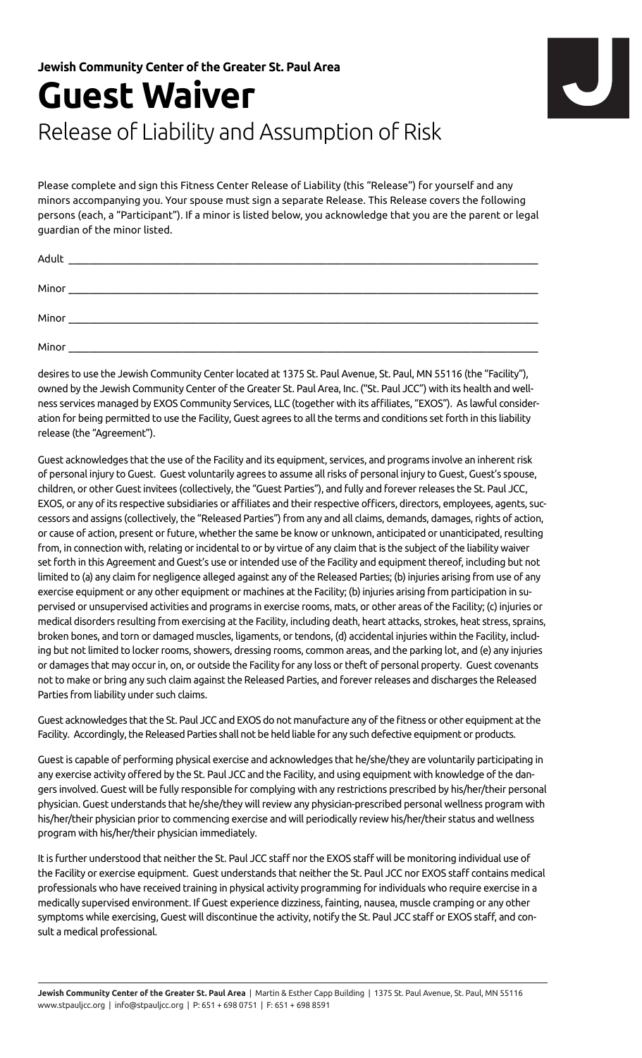**Jewish Community Center of the Greater St. Paul Area**

# Guest Waiver

## Release of Liability and Assumption of Risk

Please complete and sign this Fitness Center Release of Liability (this "Release") for yourself and any minors accompanying you. Your spouse must sign a separate Release. This Release covers the following persons (each, a "Participant"). If a minor is listed below, you acknowledge that you are the parent or legal guardian of the minor listed.

Adult ______________________________________________________________________

Minor ______________________________________________________________________

Minor ______________________________________________________________________

Minor ______________________________________________________________________

desires to use the Jewish Community Center located at 1375 St. Paul Avenue, St. Paul, MN 55116 (the "Facility"), owned by the Jewish Community Center of the Greater St. Paul Area, Inc. ("St. Paul JCC") with its health and wellness services managed by EXOS Community Services, LLC (together with its affiliates, "EXOS"). As lawful consideration for being permitted to use the Facility, Guest agrees to all the terms and conditions set forth in this liability release (the "Agreement").

Guest acknowledges that the use of the Facility and its equipment, services, and programs involve an inherent risk of personal injury to Guest. Guest voluntarily agrees to assume all risks of personal injury to Guest, Guest's spouse, children, or other Guest invitees (collectively, the "Guest Parties"), and fully and forever releases the St. Paul JCC, EXOS, or any of its respective subsidiaries or affiliates and their respective officers, directors, employees, agents, successors and assigns (collectively, the "Released Parties") from any and all claims, demands, damages, rights of action, or cause of action, present or future, whether the same be know or unknown, anticipated or unanticipated, resulting from, in connection with, relating or incidental to or by virtue of any claim that is the subject of the liability waiver set forth in this Agreement and Guest's use or intended use of the Facility and equipment thereof, including but not limited to (a) any claim for negligence alleged against any of the Released Parties; (b) injuries arising from use of any exercise equipment or any other equipment or machines at the Facility; (b) injuries arising from participation in supervised or unsupervised activities and programs in exercise rooms, mats, or other areas of the Facility; (c) injuries or medical disorders resulting from exercising at the Facility, including death, heart attacks, strokes, heat stress, sprains, broken bones, and torn or damaged muscles, ligaments, or tendons, (d) accidental injuries within the Facility, including but not limited to locker rooms, showers, dressing rooms, common areas, and the parking lot, and (e) any injuries or damages that may occur in, on, or outside the Facility for any loss or theft of personal property. Guest covenants not to make or bring any such claim against the Released Parties, and forever releases and discharges the Released Parties from liability under such claims.

Guest acknowledges that the St. Paul JCC and EXOS do not manufacture any of the fitness or other equipment at the Facility. Accordingly, the Released Parties shall not be held liable for any such defective equipment or products.

Guest is capable of performing physical exercise and acknowledges that he/she/they are voluntarily participating in any exercise activity offered by the St. Paul JCC and the Facility, and using equipment with knowledge of the dangers involved. Guest will be fully responsible for complying with any restrictions prescribed by his/her/their personal physician. Guest understands that he/she/they will review any physician-prescribed personal wellness program with his/her/their physician prior to commencing exercise and will periodically review his/her/their status and wellness program with his/her/their physician immediately.

It is further understood that neither the St. Paul JCC staff nor the EXOS staff will be monitoring individual use of the Facility or exercise equipment. Guest understands that neither the St. Paul JCC nor EXOS staff contains medical professionals who have received training in physical activity programming for individuals who require exercise in a medically supervised environment. If Guest experience dizziness, fainting, nausea, muscle cramping or any other symptoms while exercising, Guest will discontinue the activity, notify the St. Paul JCC staff or EXOS staff, and consult a medical professional.

**Jewish Community Center of the Greater St. Paul Area** | Martin & Esther Capp Building | 1375 St. Paul Avenue, St. Paul, MN 55116
www.stpauljcc.org | info@stpauljcc.org | P: 651 + 698 0751 | F: 651 + 698 8591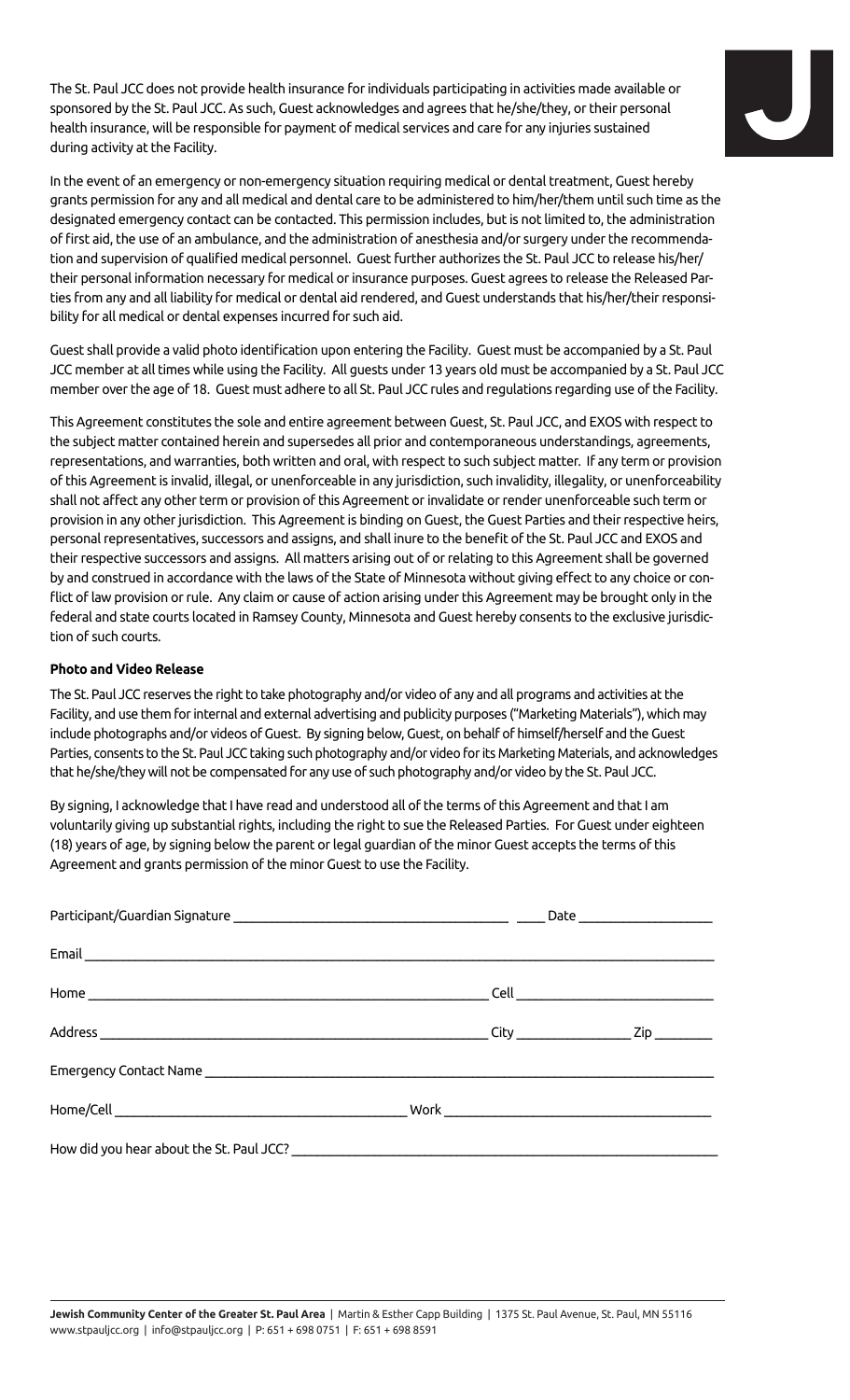The St. Paul JCC does not provide health insurance for individuals participating in activities made available or sponsored by the St. Paul JCC. As such, Guest acknowledges and agrees that he/she/they, or their personal health insurance, will be responsible for payment of medical services and care for any injuries sustained during activity at the Facility.

In the event of an emergency or non-emergency situation requiring medical or dental treatment, Guest hereby grants permission for any and all medical and dental care to be administered to him/her/them until such time as the designated emergency contact can be contacted. This permission includes, but is not limited to, the administration of first aid, the use of an ambulance, and the administration of anesthesia and/or surgery under the recommendation and supervision of qualified medical personnel. Guest further authorizes the St. Paul JCC to release his/her/their personal information necessary for medical or insurance purposes. Guest agrees to release the Released Parties from any and all liability for medical or dental aid rendered, and Guest understands that his/her/their responsibility for all medical or dental expenses incurred for such aid.

Guest shall provide a valid photo identification upon entering the Facility. Guest must be accompanied by a St. Paul JCC member at all times while using the Facility. All guests under 13 years old must be accompanied by a St. Paul JCC member over the age of 18. Guest must adhere to all St. Paul JCC rules and regulations regarding use of the Facility.

This Agreement constitutes the sole and entire agreement between Guest, St. Paul JCC, and EXOS with respect to the subject matter contained herein and supersedes all prior and contemporaneous understandings, agreements, representations, and warranties, both written and oral, with respect to such subject matter. If any term or provision of this Agreement is invalid, illegal, or unenforceable in any jurisdiction, such invalidity, illegality, or unenforceability shall not affect any other term or provision of this Agreement or invalidate or render unenforceable such term or provision in any other jurisdiction. This Agreement is binding on Guest, the Guest Parties and their respective heirs, personal representatives, successors and assigns, and shall inure to the benefit of the St. Paul JCC and EXOS and their respective successors and assigns. All matters arising out of or relating to this Agreement shall be governed by and construed in accordance with the laws of the State of Minnesota without giving effect to any choice or conflict of law provision or rule. Any claim or cause of action arising under this Agreement may be brought only in the federal and state courts located in Ramsey County, Minnesota and Guest hereby consents to the exclusive jurisdiction of such courts.

**Photo and Video Release**

The St. Paul JCC reserves the right to take photography and/or video of any and all programs and activities at the Facility, and use them for internal and external advertising and publicity purposes ("Marketing Materials"), which may include photographs and/or videos of Guest. By signing below, Guest, on behalf of himself/herself and the Guest Parties, consents to the St. Paul JCC taking such photography and/or video for its Marketing Materials, and acknowledges that he/she/they will not be compensated for any use of such photography and/or video by the St. Paul JCC.

By signing, I acknowledge that I have read and understood all of the terms of this Agreement and that I am voluntarily giving up substantial rights, including the right to sue the Released Parties. For Guest under eighteen (18) years of age, by signing below the parent or legal guardian of the minor Guest accepts the terms of this Agreement and grants permission of the minor Guest to use the Facility.

Participant/Guardian Signature ______________________________ Date ______________

Email ______________________________________________________________

Home ______________________________ Cell ______________________________

Address ______________________________ City ______________ Zip ________

Emergency Contact Name ______________________________________________

Home/Cell ______________________________ Work ______________________________

How did you hear about the St. Paul JCC? ______________________________________

**Jewish Community Center of the Greater St. Paul Area** | Martin & Esther Capp Building | 1375 St. Paul Avenue, St. Paul, MN 55116
www.stpauljcc.org | info@stpauljcc.org | P: 651 + 698 0751 | F: 651 + 698 8591